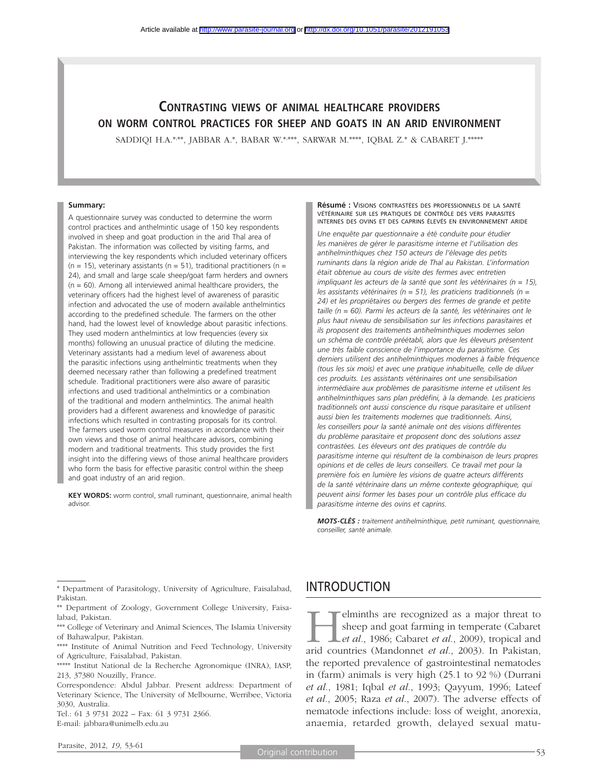Article available at http://www.parasite-journal.org or http://dx.doi.org/10.1051/parasite/2012191053

# Contrasting views of animal healthcare providers on worm control practices for sheep and goats in an arid environment

SADDIQI H.A.[*,**], JABBAR A.[*], BABAR W.[*,***], SARWAR M.[****], IQBAL Z.[*] & CABARET J.[*****]

**Summary:**

A questionnaire survey was conducted to determine the worm control practices and anthelmintic usage of 150 key respondents involved in sheep and goat production in the arid Thal area of Pakistan. The information was collected by visiting farms, and interviewing the key respondents which included veterinary officers (n = 15), veterinary assistants (n = 51), traditional practitioners (n = 24), and small and large scale sheep/goat farm herders and owners (n = 60). Among all interviewed animal healthcare providers, the veterinary officers had the highest level of awareness of parasitic infection and advocated the use of modern available anthelmintics according to the predefined schedule. The farmers on the other hand, had the lowest level of knowledge about parasitic infections. They used modern anthelmintics at low frequencies (every six months) following an unusual practice of diluting the medicine. Veterinary assistants had a medium level of awareness about the parasitic infections using anthelmintic treatments when they deemed necessary rather than following a predefined treatment schedule. Traditional practitioners were also aware of parasitic infections and used traditional anthelmintics or a combination of the traditional and modern anthelmintics. The animal health providers had a different awareness and knowledge of parasitic infections which resulted in contrasting proposals for its control. The farmers used worm control measures in accordance with their own views and those of animal healthcare advisors, combining modern and traditional treatments. This study provides the first insight into the differing views of those animal healthcare providers who form the basis for effective parasitic control within the sheep and goat industry of an arid region.

**KEY WORDS:** worm control, small ruminant, questionnaire, animal health advisor.

**Résumé :** Visions contrastées des professionnels de la santé vétérinaire sur les pratiques de contrôle des vers parasites internes des ovins et des caprins élevés en environnement aride

*Une enquête par questionnaire a été conduite pour étudier les manières de gérer le parasitisme interne et l'utilisation des antihelminthiques chez 150 acteurs de l'élevage des petits ruminants dans la région aride de Thal au Pakistan. L'information était obtenue au cours de visite des fermes avec entretien impliquant les acteurs de la santé que sont les vétérinaires (n = 15), les assistants vétérinaires (n = 51), les praticiens traditionnels (n = 24) et les propriétaires ou bergers des fermes de grande et petite taille (n = 60). Parmi les acteurs de la santé, les vétérinaires ont le plus haut niveau de sensibilisation sur les infections parasitaires et ils proposent des traitements antihelminthiques modernes selon un schéma de contrôle préétabli, alors que les éleveurs présentent une très faible conscience de l'importance du parasitisme. Ces derniers utilisent des antihelminthiques modernes à faible fréquence (tous les six mois) et avec une pratique inhabituelle, celle de diluer ces produits. Les assistants vétérinaires ont une sensibilisation intermédiaire aux problèmes de parasitisme interne et utilisent les antihelminthiques sans plan prédéfini, à la demande. Les praticiens traditionnels ont aussi conscience du risque parasitaire et utilisent aussi bien les traitements modernes que traditionnels. Ainsi, les conseillers pour la santé animale ont des visions différentes du problème parasitaire et proposent donc des solutions assez contrastées. Les éleveurs ont des pratiques de contrôle du parasitisme interne qui résultent de la combinaison de leurs propres opinions et de celles de leurs conseillers. Ce travail met pour la première fois en lumière les visions de quatre acteurs différents de la santé vétérinaire dans un même contexte géographique, qui peuvent ainsi former les bases pour un contrôle plus efficace du parasitisme interne des ovins et caprins.*

***MOTS-CLÉS :** traitement antihelminthique, petit ruminant, questionnaire, conseiller, santé animale.*

[*] Department of Parasitology, University of Agriculture, Faisalabad, Pakistan.

[**] Department of Zoology, Government College University, Faisalabad, Pakistan.

[***] College of Veterinary and Animal Sciences, The Islamia University of Bahawalpur, Pakistan.

[****] Institute of Animal Nutrition and Feed Technology, University of Agriculture, Faisalabad, Pakistan.

[*****] Institut National de la Recherche Agronomique (INRA), IASP, 213, 37380 Nouzilly, France.

Correspondence: Abdul Jabbar. Present address: Department of Veterinary Science, The University of Melbourne, Werribee, Victoria 3030, Australia.

Tel.: 61 3 9731 2022 – Fax: 61 3 9731 2366.

E-mail: jabbara@unimelb.edu.au

## INTRODUCTION

Helminths are recognized as a major threat to sheep and goat farming in temperate (Cabaret *et al.*, 1986; Cabaret *et al.*, 2009), tropical and arid countries (Mandonnet *et al.*, 2003). In Pakistan, the reported prevalence of gastrointestinal nematodes in (farm) animals is very high (25.1 to 92 %) (Durrani *et al.*, 1981; Iqbal *et al.*, 1993; Qayyum, 1996; Lateef *et al.*, 2005; Raza *et al.*, 2007). The adverse effects of nematode infections include: loss of weight, anorexia, anaemia, retarded growth, delayed sexual matu-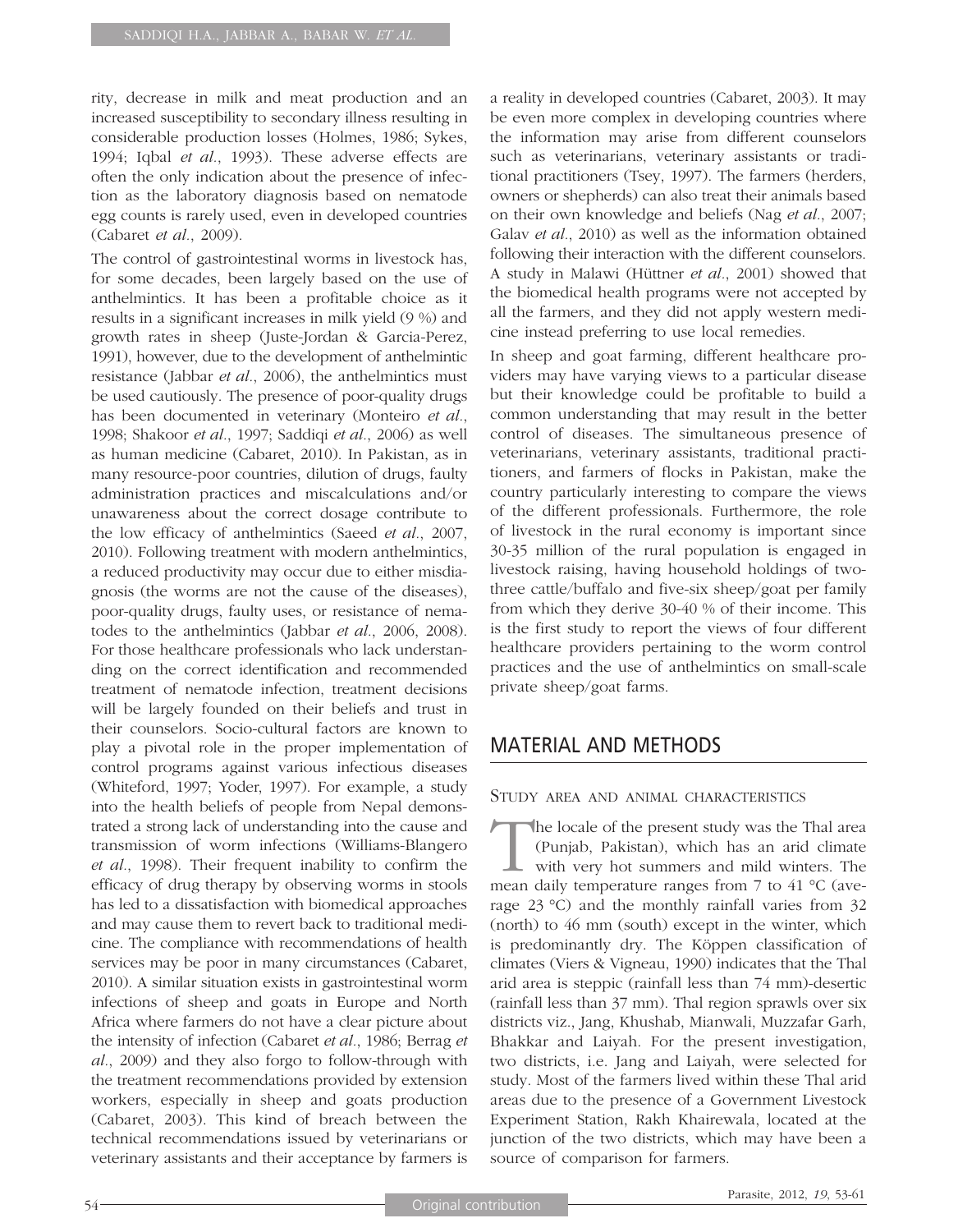rity, decrease in milk and meat production and an increased susceptibility to secondary illness resulting in considerable production losses (Holmes, 1986; Sykes, 1994; Iqbal *et al*., 1993). These adverse effects are often the only indication about the presence of infection as the laboratory diagnosis based on nematode egg counts is rarely used, even in developed countries (Cabaret *et al*., 2009).

The control of gastrointestinal worms in livestock has, for some decades, been largely based on the use of anthelmintics. It has been a profitable choice as it results in a significant increases in milk yield (9 %) and growth rates in sheep (Juste-Jordan & Garcia-Perez, 1991), however, due to the development of anthelmintic resistance (Jabbar *et al*., 2006), the anthelmintics must be used cautiously. The presence of poor-quality drugs has been documented in veterinary (Monteiro *et al*., 1998; Shakoor *et al*., 1997; Saddiqi *et al*., 2006) as well as human medicine (Cabaret, 2010). In Pakistan, as in many resource-poor countries, dilution of drugs, faulty administration practices and miscalculations and/or unawareness about the correct dosage contribute to the low efficacy of anthelmintics (Saeed *et al*., 2007, 2010). Following treatment with modern anthelmintics, a reduced productivity may occur due to either misdiagnosis (the worms are not the cause of the diseases), poor-quality drugs, faulty uses, or resistance of nematodes to the anthelmintics (Jabbar *et al*., 2006, 2008). For those healthcare professionals who lack understanding on the correct identification and recommended treatment of nematode infection, treatment decisions will be largely founded on their beliefs and trust in their counselors. Socio-cultural factors are known to play a pivotal role in the proper implementation of control programs against various infectious diseases (Whiteford, 1997; Yoder, 1997). For example, a study into the health beliefs of people from Nepal demonstrated a strong lack of understanding into the cause and transmission of worm infections (Williams-Blangero *et al*., 1998). Their frequent inability to confirm the efficacy of drug therapy by observing worms in stools has led to a dissatisfaction with biomedical approaches and may cause them to revert back to traditional medicine. The compliance with recommendations of health services may be poor in many circumstances (Cabaret, 2010). A similar situation exists in gastrointestinal worm infections of sheep and goats in Europe and North Africa where farmers do not have a clear picture about the intensity of infection (Cabaret *et al*., 1986; Berrag *et al*., 2009) and they also forgo to follow-through with the treatment recommendations provided by extension workers, especially in sheep and goats production (Cabaret, 2003). This kind of breach between the technical recommendations issued by veterinarians or veterinary assistants and their acceptance by farmers is a reality in developed countries (Cabaret, 2003). It may be even more complex in developing countries where the information may arise from different counselors such as veterinarians, veterinary assistants or traditional practitioners (Tsey, 1997). The farmers (herders, owners or shepherds) can also treat their animals based on their own knowledge and beliefs (Nag *et al*., 2007; Galav *et al*., 2010) as well as the information obtained following their interaction with the different counselors. A study in Malawi (Hüttner *et al*., 2001) showed that the biomedical health programs were not accepted by all the farmers, and they did not apply western medicine instead preferring to use local remedies.

In sheep and goat farming, different healthcare providers may have varying views to a particular disease but their knowledge could be profitable to build a common understanding that may result in the better control of diseases. The simultaneous presence of veterinarians, veterinary assistants, traditional practitioners, and farmers of flocks in Pakistan, make the country particularly interesting to compare the views of the different professionals. Furthermore, the role of livestock in the rural economy is important since 30-35 million of the rural population is engaged in livestock raising, having household holdings of two-three cattle/buffalo and five-six sheep/goat per family from which they derive 30-40 % of their income. This is the first study to report the views of four different healthcare providers pertaining to the worm control practices and the use of anthelmintics on small-scale private sheep/goat farms.

## MATERIAL AND METHODS

### Study area and animal characteristics

The locale of the present study was the Thal area (Punjab, Pakistan), which has an arid climate with very hot summers and mild winters. The mean daily temperature ranges from 7 to 41 °C (average 23 °C) and the monthly rainfall varies from 32 (north) to 46 mm (south) except in the winter, which is predominantly dry. The Köppen classification of climates (Viers & Vigneau, 1990) indicates that the Thal arid area is steppic (rainfall less than 74 mm)-desertic (rainfall less than 37 mm). Thal region sprawls over six districts viz., Jang, Khushab, Mianwali, Muzzafar Garh, Bhakkar and Laiyah. For the present investigation, two districts, i.e. Jang and Laiyah, were selected for study. Most of the farmers lived within these Thal arid areas due to the presence of a Government Livestock Experiment Station, Rakh Khairewala, located at the junction of the two districts, which may have been a source of comparison for farmers.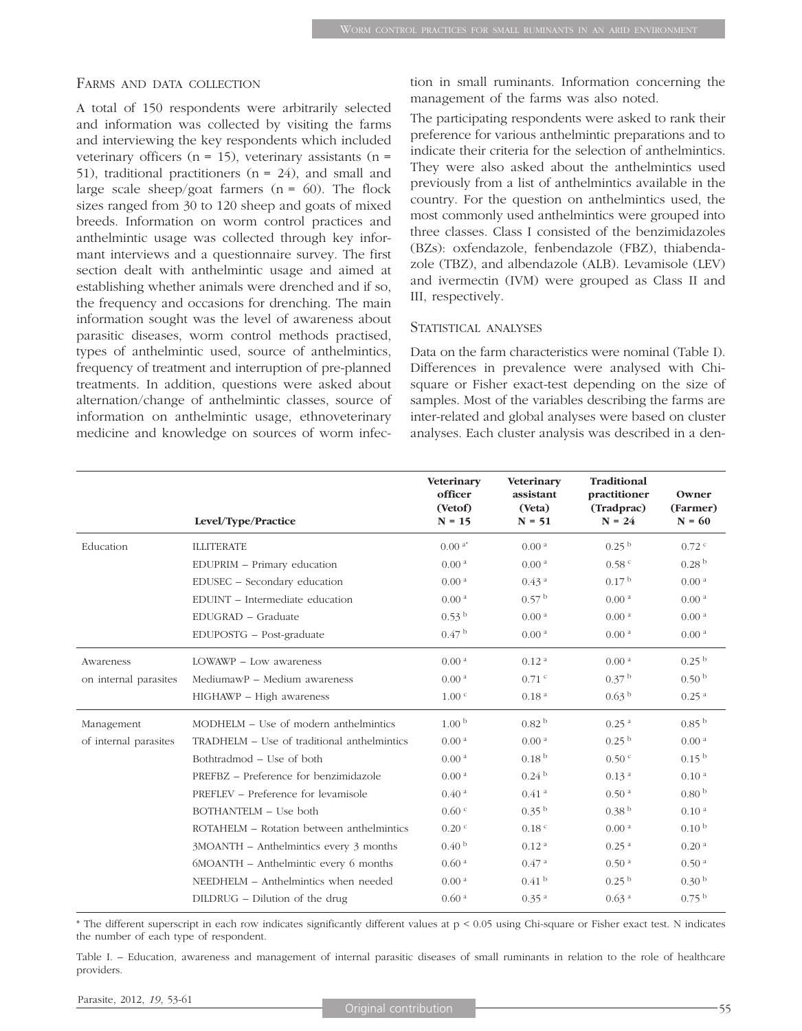## Farms and data collection

A total of 150 respondents were arbitrarily selected and information was collected by visiting the farms and interviewing the key respondents which included veterinary officers (n = 15), veterinary assistants (n = 51), traditional practitioners (n = 24), and small and large scale sheep/goat farmers (n = 60). The flock sizes ranged from 30 to 120 sheep and goats of mixed breeds. Information on worm control practices and anthelmintic usage was collected through key informant interviews and a questionnaire survey. The first section dealt with anthelmintic usage and aimed at establishing whether animals were drenched and if so, the frequency and occasions for drenching. The main information sought was the level of awareness about parasitic diseases, worm control methods practised, types of anthelmintic used, source of anthelmintics, frequency of treatment and interruption of pre-planned treatments. In addition, questions were asked about alternation/change of anthelmintic classes, source of information on anthelmintic usage, ethnoveterinary medicine and knowledge on sources of worm infection in small ruminants. Information concerning the management of the farms was also noted.

The participating respondents were asked to rank their preference for various anthelmintic preparations and to indicate their criteria for the selection of anthelmintics. They were also asked about the anthelmintics used previously from a list of anthelmintics available in the country. For the question on anthelmintics used, the most commonly used anthelmintics were grouped into three classes. Class I consisted of the benzimidazoles (BZs): oxfendazole, fenbendazole (FBZ), thiabendazole (TBZ), and albendazole (ALB). Levamisole (LEV) and ivermectin (IVM) were grouped as Class II and III, respectively.

## Statistical analyses

Data on the farm characteristics were nominal (Table I). Differences in prevalence were analysed with Chi-square or Fisher exact-test depending on the size of samples. Most of the variables describing the farms are inter-related and global analyses were based on cluster analyses. Each cluster analysis was described in a den-

| | Level/Type/Practice | Veterinary officer (Vetof) N = 15 | Veterinary assistant (Veta) N = 51 | Traditional practitioner (Tradprac) N = 24 | Owner (Farmer) N = 60 |
|---|---|---|---|---|---|
| Education | ILLITERATE | 0.00 [a*] | 0.00 [a] | 0.25 [b] | 0.72 [c] |
| | EDUPRIM – Primary education | 0.00 [a] | 0.00 [a] | 0.58 [c] | 0.28 [b] |
| | EDUSEC – Secondary education | 0.00 [a] | 0.43 [a] | 0.17 [b] | 0.00 [a] |
| | EDUINT – Intermediate education | 0.00 [a] | 0.57 [b] | 0.00 [a] | 0.00 [a] |
| | EDUGRAD – Graduate | 0.53 [b] | 0.00 [a] | 0.00 [a] | 0.00 [a] |
| | EDUPOSTG – Post-graduate | 0.47 [b] | 0.00 [a] | 0.00 [a] | 0.00 [a] |
| Awareness on internal parasites | LOWAWP – Low awareness | 0.00 [a] | 0.12 [a] | 0.00 [a] | 0.25 [b] |
| | MediumawP – Medium awareness | 0.00 [a] | 0.71 [c] | 0.37 [b] | 0.50 [b] |
| | HIGHAWP – High awareness | 1.00 [c] | 0.18 [a] | 0.63 [b] | 0.25 [a] |
| Management of internal parasites | MODHELM – Use of modern anthelmintics | 1.00 [b] | 0.82 [b] | 0.25 [a] | 0.85 [b] |
| | TRADHELM – Use of traditional anthelmintics | 0.00 [a] | 0.00 [a] | 0.25 [b] | 0.00 [a] |
| | Bothtradmod – Use of both | 0.00 [a] | 0.18 [b] | 0.50 [c] | 0.15 [b] |
| | PREFBZ – Preference for benzimidazole | 0.00 [a] | 0.24 [b] | 0.13 [a] | 0.10 [a] |
| | PREFLEV – Preference for levamisole | 0.40 [a] | 0.41 [a] | 0.50 [a] | 0.80 [b] |
| | BOTHANTELM – Use both | 0.60 [c] | 0.35 [b] | 0.38 [b] | 0.10 [a] |
| | ROTAHELM – Rotation between anthelmintics | 0.20 [c] | 0.18 [c] | 0.00 [a] | 0.10 [b] |
| | 3MOANTH – Anthelmintics every 3 months | 0.40 [b] | 0.12 [a] | 0.25 [a] | 0.20 [a] |
| | 6MOANTH – Anthelmintic every 6 months | 0.60 [a] | 0.47 [a] | 0.50 [a] | 0.50 [a] |
| | NEEDHELM – Anthelmintics when needed | 0.00 [a] | 0.41 [b] | 0.25 [b] | 0.30 [b] |
| | DILDRUG – Dilution of the drug | 0.60 [a] | 0.35 [a] | 0.63 [a] | 0.75 [b] |

\* The different superscript in each row indicates significantly different values at $p < 0.05$ using Chi-square or Fisher exact test. N indicates the number of each type of respondent.

Table I. – Education, awareness and management of internal parasitic diseases of small ruminants in relation to the role of healthcare providers.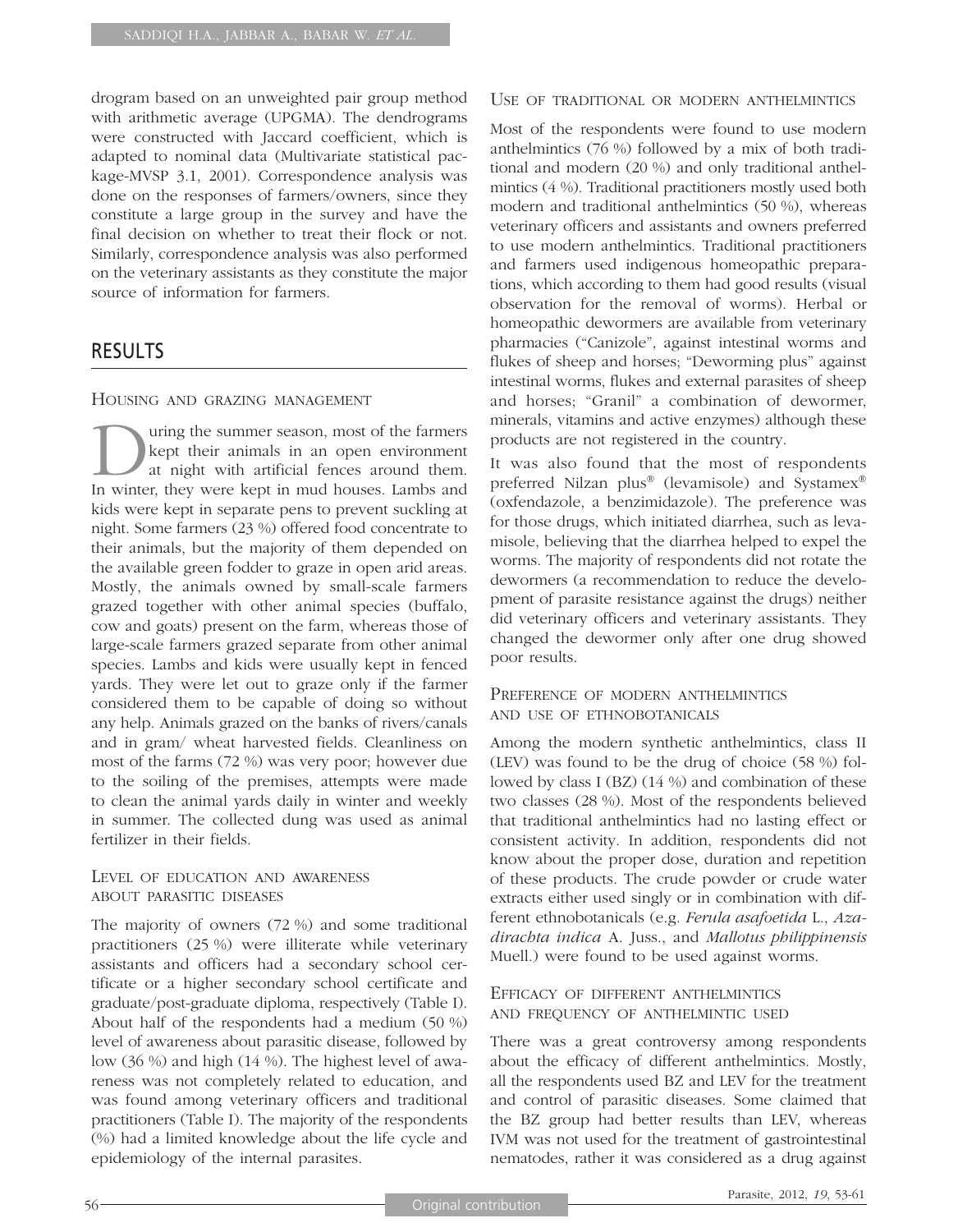drogram based on an unweighted pair group method with arithmetic average (UPGMA). The dendrograms were constructed with Jaccard coefficient, which is adapted to nominal data (Multivariate statistical package-MVSP 3.1, 2001). Correspondence analysis was done on the responses of farmers/owners, since they constitute a large group in the survey and have the final decision on whether to treat their flock or not. Similarly, correspondence analysis was also performed on the veterinary assistants as they constitute the major source of information for farmers.

## RESULTS

### Housing and grazing management

During the summer season, most of the farmers kept their animals in an open environment at night with artificial fences around them. In winter, they were kept in mud houses. Lambs and kids were kept in separate pens to prevent suckling at night. Some farmers (23 %) offered food concentrate to their animals, but the majority of them depended on the available green fodder to graze in open arid areas. Mostly, the animals owned by small-scale farmers grazed together with other animal species (buffalo, cow and goats) present on the farm, whereas those of large-scale farmers grazed separate from other animal species. Lambs and kids were usually kept in fenced yards. They were let out to graze only if the farmer considered them to be capable of doing so without any help. Animals grazed on the banks of rivers/canals and in gram/ wheat harvested fields. Cleanliness on most of the farms (72 %) was very poor; however due to the soiling of the premises, attempts were made to clean the animal yards daily in winter and weekly in summer. The collected dung was used as animal fertilizer in their fields.

### Level of education and awareness about parasitic diseases

The majority of owners (72 %) and some traditional practitioners (25 %) were illiterate while veterinary assistants and officers had a secondary school certificate or a higher secondary school certificate and graduate/post-graduate diploma, respectively (Table I). About half of the respondents had a medium (50 %) level of awareness about parasitic disease, followed by low (36 %) and high (14 %). The highest level of awareness was not completely related to education, and was found among veterinary officers and traditional practitioners (Table I). The majority of the respondents (%) had a limited knowledge about the life cycle and epidemiology of the internal parasites.

### Use of traditional or modern anthelmintics

Most of the respondents were found to use modern anthelmintics (76 %) followed by a mix of both traditional and modern (20 %) and only traditional anthelmintics (4 %). Traditional practitioners mostly used both modern and traditional anthelmintics (50 %), whereas veterinary officers and assistants and owners preferred to use modern anthelmintics. Traditional practitioners and farmers used indigenous homeopathic preparations, which according to them had good results (visual observation for the removal of worms). Herbal or homeopathic dewormers are available from veterinary pharmacies ("Canizole", against intestinal worms and flukes of sheep and horses; "Deworming plus" against intestinal worms, flukes and external parasites of sheep and horses; "Granil" a combination of dewormer, minerals, vitamins and active enzymes) although these products are not registered in the country.

It was also found that the most of respondents preferred Nilzan plus® (levamisole) and Systamex® (oxfendazole, a benzimidazole). The preference was for those drugs, which initiated diarrhea, such as levamisole, believing that the diarrhea helped to expel the worms. The majority of respondents did not rotate the dewormers (a recommendation to reduce the development of parasite resistance against the drugs) neither did veterinary officers and veterinary assistants. They changed the dewormer only after one drug showed poor results.

### Preference of modern anthelmintics and use of ethnobotanicals

Among the modern synthetic anthelmintics, class II (LEV) was found to be the drug of choice (58 %) followed by class I (BZ) (14 %) and combination of these two classes (28 %). Most of the respondents believed that traditional anthelmintics had no lasting effect or consistent activity. In addition, respondents did not know about the proper dose, duration and repetition of these products. The crude powder or crude water extracts either used singly or in combination with different ethnobotanicals (e.g. *Ferula asafoetida* L., *Azadirachta indica* A. Juss., and *Mallotus philippinensis* Muell.) were found to be used against worms.

### Efficacy of different anthelmintics and frequency of anthelmintic used

There was a great controversy among respondents about the efficacy of different anthelmintics. Mostly, all the respondents used BZ and LEV for the treatment and control of parasitic diseases. Some claimed that the BZ group had better results than LEV, whereas IVM was not used for the treatment of gastrointestinal nematodes, rather it was considered as a drug against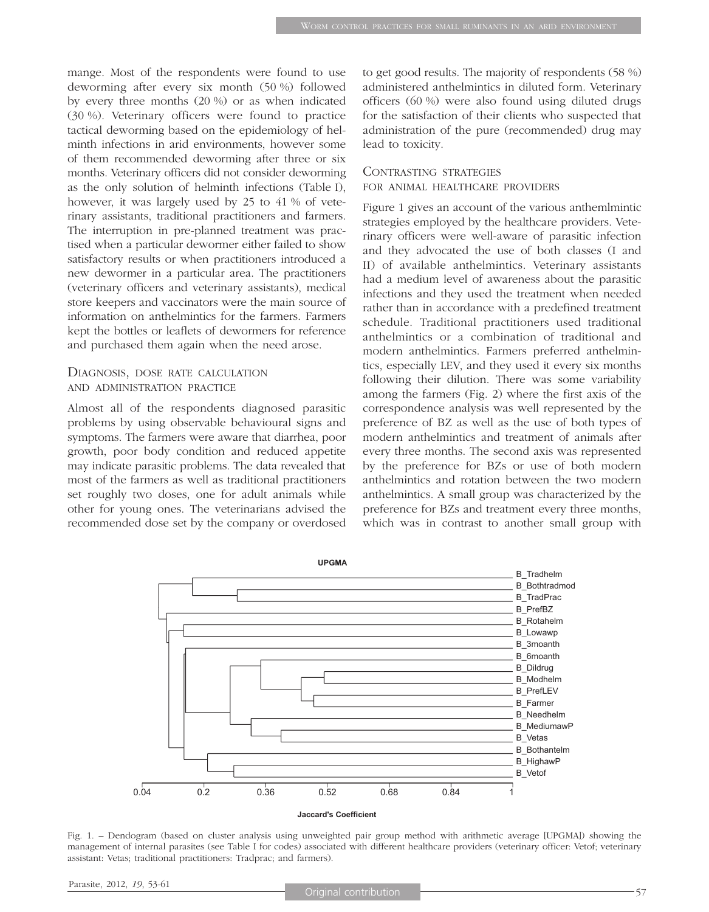mange. Most of the respondents were found to use deworming after every six month (50 %) followed by every three months (20 %) or as when indicated (30 %). Veterinary officers were found to practice tactical deworming based on the epidemiology of helminth infections in arid environments, however some of them recommended deworming after three or six months. Veterinary officers did not consider deworming as the only solution of helminth infections (Table I), however, it was largely used by 25 to 41 % of veterinary assistants, traditional practitioners and farmers. The interruption in pre-planned treatment was practised when a particular dewormer either failed to show satisfactory results or when practitioners introduced a new dewormer in a particular area. The practitioners (veterinary officers and veterinary assistants), medical store keepers and vaccinators were the main source of information on anthelmintics for the farmers. Farmers kept the bottles or leaflets of dewormers for reference and purchased them again when the need arose.

## Diagnosis, dose rate calculation and administration practice

Almost all of the respondents diagnosed parasitic problems by using observable behavioural signs and symptoms. The farmers were aware that diarrhea, poor growth, poor body condition and reduced appetite may indicate parasitic problems. The data revealed that most of the farmers as well as traditional practitioners set roughly two doses, one for adult animals while other for young ones. The veterinarians advised the recommended dose set by the company or overdosed to get good results. The majority of respondents (58 %) administered anthelmintics in diluted form. Veterinary officers (60 %) were also found using diluted drugs for the satisfaction of their clients who suspected that administration of the pure (recommended) drug may lead to toxicity.

## Contrasting strategies for animal healthcare providers

Figure 1 gives an account of the various anthemlmintic strategies employed by the healthcare providers. Veterinary officers were well-aware of parasitic infection and they advocated the use of both classes (I and II) of available anthelmintics. Veterinary assistants had a medium level of awareness about the parasitic infections and they used the treatment when needed rather than in accordance with a predefined treatment schedule. Traditional practitioners used traditional anthelmintics or a combination of traditional and modern anthelmintics. Farmers preferred anthelmintics, especially LEV, and they used it every six months following their dilution. There was some variability among the farmers (Fig. 2) where the first axis of the correspondence analysis was well represented by the preference of BZ as well as the use of both types of modern anthelmintics and treatment of animals after every three months. The second axis was represented by the preference for BZs or use of both modern anthelmintics and rotation between the two modern anthelmintics. A small group was characterized by the preference for BZs and treatment every three months, which was in contrast to another small group with

Fig. 1. – Dendogram (based on cluster analysis using unweighted pair group method with arithmetic average [UPGMA]) showing the management of internal parasites (see Table I for codes) associated with different healthcare providers (veterinary officer: Vetof; veterinary assistant: Vetas; traditional practitioners: Tradprac; and farmers).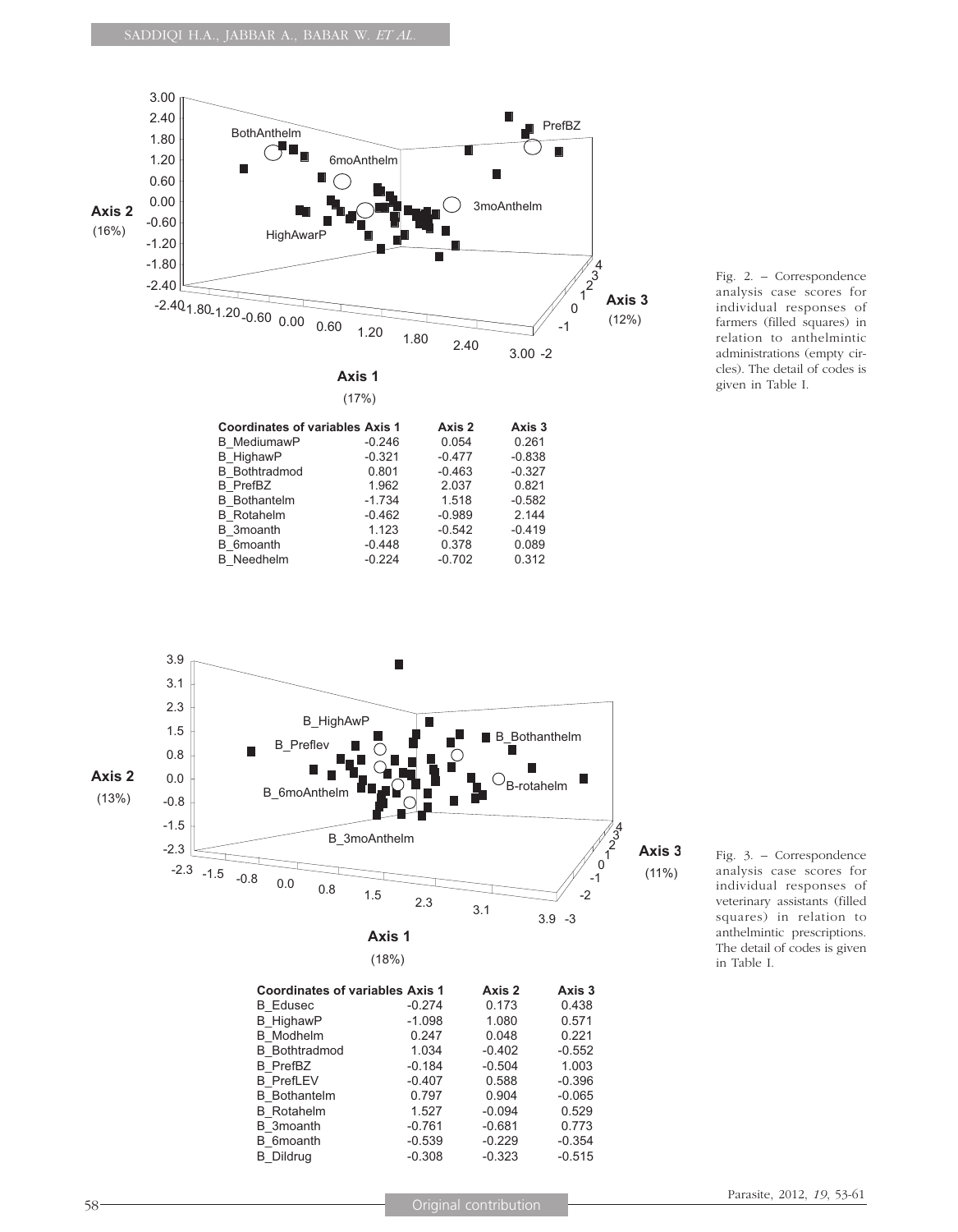Fig. 2. – Correspondence analysis case scores for individual responses of farmers (filled squares) in relation to anthelmintic administrations (empty circles). The detail of codes is given in Table I.

| Coordinates of variables | Axis 1 | Axis 2 | Axis 3 |
|---|---|---|---|
| B_MediumawP | -0.246 | 0.054 | 0.261 |
| B_HighawP | -0.321 | -0.477 | -0.838 |
| B_Bothtradmod | 0.801 | -0.463 | -0.327 |
| B_PrefBZ | 1.962 | 2.037 | 0.821 |
| B_Bothantelm | -1.734 | 1.518 | -0.582 |
| B_Rotahelm | -0.462 | -0.989 | 2.144 |
| B_3moanth | 1.123 | -0.542 | -0.419 |
| B_6moanth | -0.448 | 0.378 | 0.089 |
| B_Needhelm | -0.224 | -0.702 | 0.312 |

Fig. 3. – Correspondence analysis case scores for individual responses of veterinary assistants (filled squares) in relation to anthelmintic prescriptions. The detail of codes is given in Table I.

| Coordinates of variables | Axis 1 | Axis 2 | Axis 3 |
|---|---|---|---|
| B_Edusec | -0.274 | 0.173 | 0.438 |
| B_HighawP | -1.098 | 1.080 | 0.571 |
| B_Modhelm | 0.247 | 0.048 | 0.221 |
| B_Bothtradmod | 1.034 | -0.402 | -0.552 |
| B_PrefBZ | -0.184 | -0.504 | 1.003 |
| B_PrefLEV | -0.407 | 0.588 | -0.396 |
| B_Bothantelm | 0.797 | 0.904 | -0.065 |
| B_Rotahelm | 1.527 | -0.094 | 0.529 |
| B_3moanth | -0.761 | -0.681 | 0.773 |
| B_6moanth | -0.539 | -0.229 | -0.354 |
| B_Dildrug | -0.308 | -0.323 | -0.515 |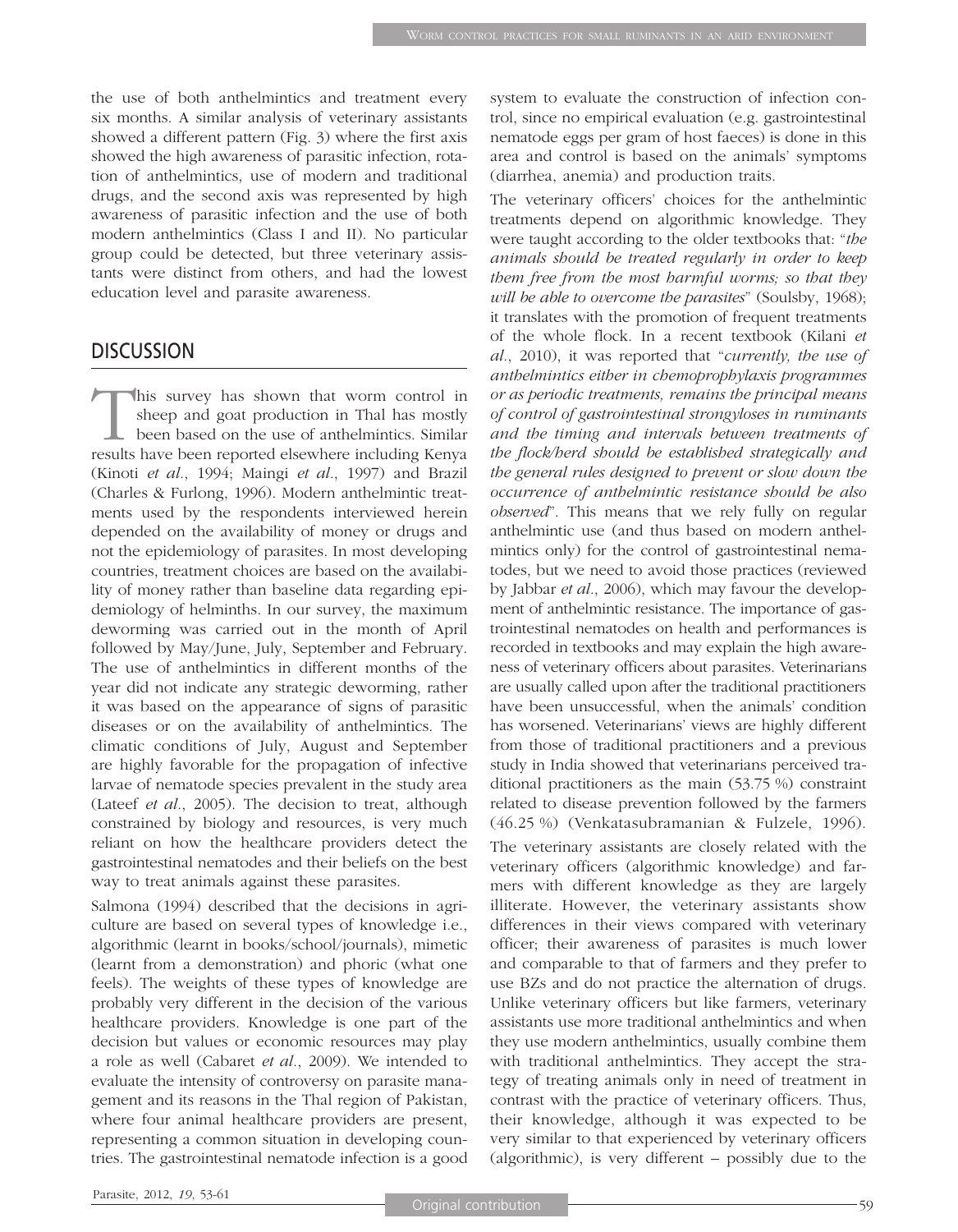the use of both anthelmintics and treatment every six months. A similar analysis of veterinary assistants showed a different pattern (Fig. 3) where the first axis showed the high awareness of parasitic infection, rotation of anthelmintics, use of modern and traditional drugs, and the second axis was represented by high awareness of parasitic infection and the use of both modern anthelmintics (Class I and II). No particular group could be detected, but three veterinary assistants were distinct from others, and had the lowest education level and parasite awareness.

## DISCUSSION

This survey has shown that worm control in sheep and goat production in Thal has mostly been based on the use of anthelmintics. Similar results have been reported elsewhere including Kenya (Kinoti *et al.*, 1994; Maingi *et al.*, 1997) and Brazil (Charles & Furlong, 1996). Modern anthelmintic treatments used by the respondents interviewed herein depended on the availability of money or drugs and not the epidemiology of parasites. In most developing countries, treatment choices are based on the availability of money rather than baseline data regarding epidemiology of helminths. In our survey, the maximum deworming was carried out in the month of April followed by May/June, July, September and February. The use of anthelmintics in different months of the year did not indicate any strategic deworming, rather it was based on the appearance of signs of parasitic diseases or on the availability of anthelmintics. The climatic conditions of July, August and September are highly favorable for the propagation of infective larvae of nematode species prevalent in the study area (Lateef *et al.*, 2005). The decision to treat, although constrained by biology and resources, is very much reliant on how the healthcare providers detect the gastrointestinal nematodes and their beliefs on the best way to treat animals against these parasites.

Salmona (1994) described that the decisions in agriculture are based on several types of knowledge i.e., algorithmic (learnt in books/school/journals), mimetic (learnt from a demonstration) and phoric (what one feels). The weights of these types of knowledge are probably very different in the decision of the various healthcare providers. Knowledge is one part of the decision but values or economic resources may play a role as well (Cabaret *et al.*, 2009). We intended to evaluate the intensity of controversy on parasite management and its reasons in the Thal region of Pakistan, where four animal healthcare providers are present, representing a common situation in developing countries. The gastrointestinal nematode infection is a good system to evaluate the construction of infection control, since no empirical evaluation (e.g. gastrointestinal nematode eggs per gram of host faeces) is done in this area and control is based on the animals' symptoms (diarrhea, anemia) and production traits.

The veterinary officers' choices for the anthelmintic treatments depend on algorithmic knowledge. They were taught according to the older textbooks that: "*the animals should be treated regularly in order to keep them free from the most harmful worms; so that they will be able to overcome the parasites*" (Soulsby, 1968); it translates with the promotion of frequent treatments of the whole flock. In a recent textbook (Kilani *et al.*, 2010), it was reported that "*currently, the use of anthelmintics either in chemoprophylaxis programmes or as periodic treatments, remains the principal means of control of gastrointestinal strongyloses in ruminants and the timing and intervals between treatments of the flock/herd should be established strategically and the general rules designed to prevent or slow down the occurrence of anthelmintic resistance should be also observed*". This means that we rely fully on regular anthelmintic use (and thus based on modern anthelmintics only) for the control of gastrointestinal nematodes, but we need to avoid those practices (reviewed by Jabbar *et al.*, 2006), which may favour the development of anthelmintic resistance. The importance of gastrointestinal nematodes on health and performances is recorded in textbooks and may explain the high awareness of veterinary officers about parasites. Veterinarians are usually called upon after the traditional practitioners have been unsuccessful, when the animals' condition has worsened. Veterinarians' views are highly different from those of traditional practitioners and a previous study in India showed that veterinarians perceived traditional practitioners as the main (53.75 %) constraint related to disease prevention followed by the farmers (46.25 %) (Venkatasubramanian & Fulzele, 1996).

The veterinary assistants are closely related with the veterinary officers (algorithmic knowledge) and farmers with different knowledge as they are largely illiterate. However, the veterinary assistants show differences in their views compared with veterinary officer; their awareness of parasites is much lower and comparable to that of farmers and they prefer to use BZs and do not practice the alternation of drugs. Unlike veterinary officers but like farmers, veterinary assistants use more traditional anthelmintics and when they use modern anthelmintics, usually combine them with traditional anthelmintics. They accept the strategy of treating animals only in need of treatment in contrast with the practice of veterinary officers. Thus, their knowledge, although it was expected to be very similar to that experienced by veterinary officers (algorithmic), is very different – possibly due to the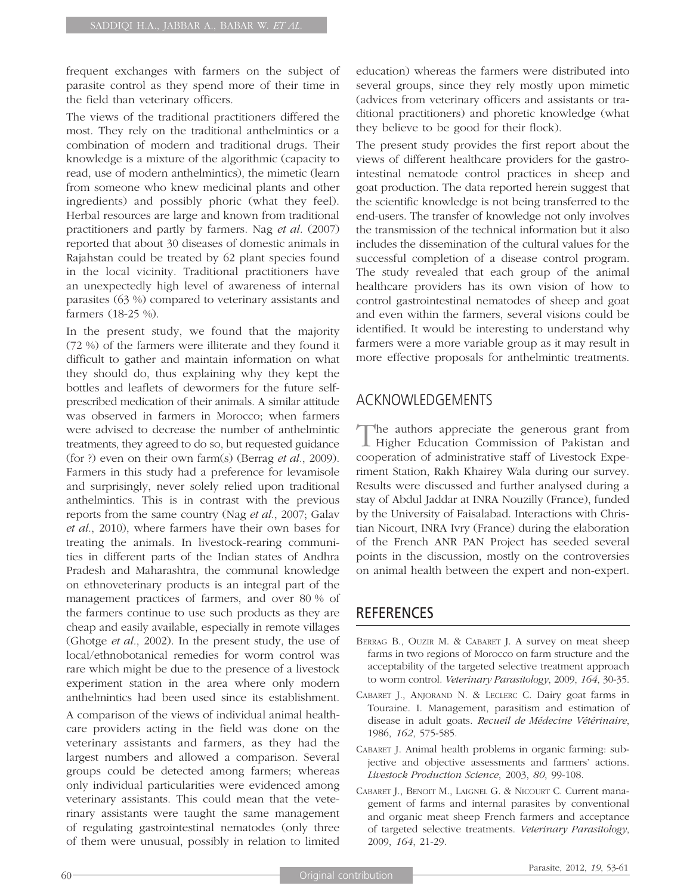frequent exchanges with farmers on the subject of parasite control as they spend more of their time in the field than veterinary officers.

The views of the traditional practitioners differed the most. They rely on the traditional anthelmintics or a combination of modern and traditional drugs. Their knowledge is a mixture of the algorithmic (capacity to read, use of modern anthelmintics), the mimetic (learn from someone who knew medicinal plants and other ingredients) and possibly phoric (what they feel). Herbal resources are large and known from traditional practitioners and partly by farmers. Nag *et al*. (2007) reported that about 30 diseases of domestic animals in Rajahstan could be treated by 62 plant species found in the local vicinity. Traditional practitioners have an unexpectedly high level of awareness of internal parasites (63 %) compared to veterinary assistants and farmers (18-25 %).

In the present study, we found that the majority (72 %) of the farmers were illiterate and they found it difficult to gather and maintain information on what they should do, thus explaining why they kept the bottles and leaflets of dewormers for the future self-prescribed medication of their animals. A similar attitude was observed in farmers in Morocco; when farmers were advised to decrease the number of anthelmintic treatments, they agreed to do so, but requested guidance (for ?) even on their own farm(s) (Berrag *et al*., 2009). Farmers in this study had a preference for levamisole and surprisingly, never solely relied upon traditional anthelmintics. This is in contrast with the previous reports from the same country (Nag *et al*., 2007; Galav *et al*., 2010), where farmers have their own bases for treating the animals. In livestock-rearing communities in different parts of the Indian states of Andhra Pradesh and Maharashtra, the communal knowledge on ethnoveterinary products is an integral part of the management practices of farmers, and over 80 % of the farmers continue to use such products as they are cheap and easily available, especially in remote villages (Ghotge *et al*., 2002). In the present study, the use of local/ethnobotanical remedies for worm control was rare which might be due to the presence of a livestock experiment station in the area where only modern anthelmintics had been used since its establishment.

A comparison of the views of individual animal healthcare providers acting in the field was done on the veterinary assistants and farmers, as they had the largest numbers and allowed a comparison. Several groups could be detected among farmers; whereas only individual particularities were evidenced among veterinary assistants. This could mean that the veterinary assistants were taught the same management of regulating gastrointestinal nematodes (only three of them were unusual, possibly in relation to limited education) whereas the farmers were distributed into several groups, since they rely mostly upon mimetic (advices from veterinary officers and assistants or traditional practitioners) and phoretic knowledge (what they believe to be good for their flock).

The present study provides the first report about the views of different healthcare providers for the gastrointestinal nematode control practices in sheep and goat production. The data reported herein suggest that the scientific knowledge is not being transferred to the end-users. The transfer of knowledge not only involves the transmission of the technical information but it also includes the dissemination of the cultural values for the successful completion of a disease control program. The study revealed that each group of the animal healthcare providers has its own vision of how to control gastrointestinal nematodes of sheep and goat and even within the farmers, several visions could be identified. It would be interesting to understand why farmers were a more variable group as it may result in more effective proposals for anthelmintic treatments.

## ACKNOWLEDGEMENTS

The authors appreciate the generous grant from Higher Education Commission of Pakistan and cooperation of administrative staff of Livestock Experiment Station, Rakh Khairey Wala during our survey. Results were discussed and further analysed during a stay of Abdul Jaddar at INRA Nouzilly (France), funded by the University of Faisalabad. Interactions with Christian Nicourt, INRA Ivry (France) during the elaboration of the French ANR PAN Project has seeded several points in the discussion, mostly on the controversies on animal health between the expert and non-expert.

## REFERENCES

BERRAG B., OUZIR M. & CABARET J. A survey on meat sheep farms in two regions of Morocco on farm structure and the acceptability of the targeted selective treatment approach to worm control. *Veterinary Parasitology*, 2009, *164*, 30-35.

CABARET J., ANJORAND N. & LECLERC C. Dairy goat farms in Touraine. I. Management, parasitism and estimation of disease in adult goats. *Recueil de Médecine Vétérinaire*, 1986, *162*, 575-585.

CABARET J. Animal health problems in organic farming: subjective and objective assessments and farmers' actions. *Livestock Production Science*, 2003, *80*, 99-108.

CABARET J., BENOIT M., LAIGNEL G. & NICOURT C. Current management of farms and internal parasites by conventional and organic meat sheep French farmers and acceptance of targeted selective treatments. *Veterinary Parasitology*, 2009, *164*, 21-29.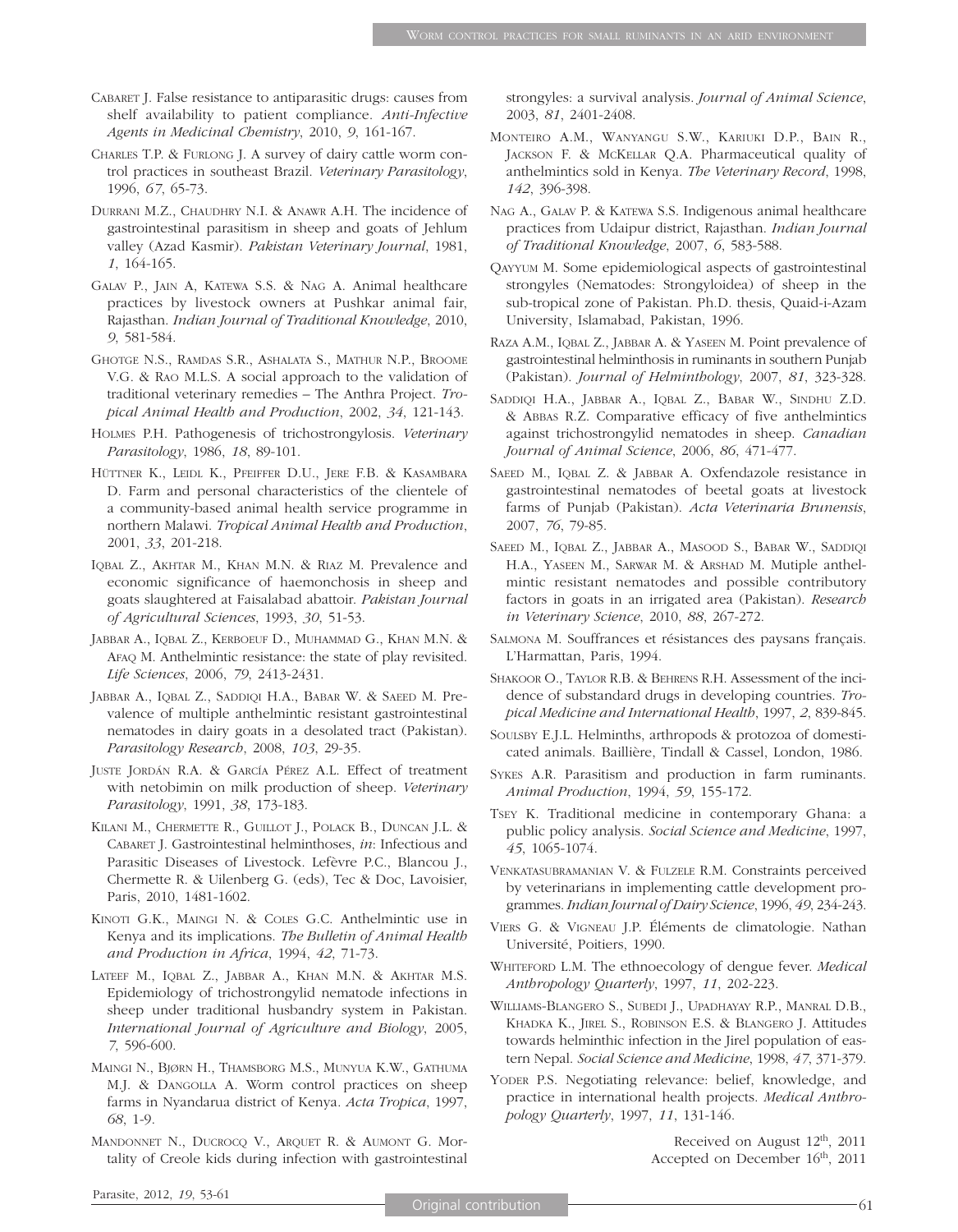Cabaret J. False resistance to antiparasitic drugs: causes from shelf availability to patient compliance. *Anti-Infective Agents in Medicinal Chemistry*, 2010, *9*, 161-167.

Charles T.P. & Furlong J. A survey of dairy cattle worm control practices in southeast Brazil. *Veterinary Parasitology*, 1996, *67*, 65-73.

Durrani M.Z., Chaudhry N.I. & Anawr A.H. The incidence of gastrointestinal parasitism in sheep and goats of Jehlum valley (Azad Kasmir). *Pakistan Veterinary Journal*, 1981, *1*, 164-165.

Galav P., Jain A, Katewa S.S. & Nag A. Animal healthcare practices by livestock owners at Pushkar animal fair, Rajasthan. *Indian Journal of Traditional Knowledge*, 2010, *9*, 581-584.

Ghotge N.S., Ramdas S.R., Ashalata S., Mathur N.P., Broome V.G. & Rao M.L.S. A social approach to the validation of traditional veterinary remedies – The Anthra Project. *Tropical Animal Health and Production*, 2002, *34*, 121-143.

Holmes P.H. Pathogenesis of trichostrongylosis. *Veterinary Parasitology*, 1986, *18*, 89-101.

Hüttner K., Leidl K., Pfeiffer D.U., Jere F.B. & Kasambara D. Farm and personal characteristics of the clientele of a community-based animal health service programme in northern Malawi. *Tropical Animal Health and Production*, 2001, *33*, 201-218.

Iqbal Z., Akhtar M., Khan M.N. & Riaz M. Prevalence and economic significance of haemonchosis in sheep and goats slaughtered at Faisalabad abattoir. *Pakistan Journal of Agricultural Sciences*, 1993, *30*, 51-53.

Jabbar A., Iqbal Z., Kerboeuf D., Muhammad G., Khan M.N. & Afaq M. Anthelmintic resistance: the state of play revisited. *Life Sciences*, 2006, *79*, 2413-2431.

Jabbar A., Iqbal Z., Saddiqi H.A., Babar W. & Saeed M. Prevalence of multiple anthelmintic resistant gastrointestinal nematodes in dairy goats in a desolated tract (Pakistan). *Parasitology Research*, 2008, *103*, 29-35.

Juste Jordán R.A. & García Pérez A.L. Effect of treatment with netobimin on milk production of sheep. *Veterinary Parasitology*, 1991, *38*, 173-183.

Kilani M., Chermette R., Guillot J., Polack B., Duncan J.L. & Cabaret J. Gastrointestinal helminthoses, *in*: Infectious and Parasitic Diseases of Livestock. Lefèvre P.C., Blancou J., Chermette R. & Uilenberg G. (eds), Tec & Doc, Lavoisier, Paris, 2010, 1481-1602.

Kinoti G.K., Maingi N. & Coles G.C. Anthelmintic use in Kenya and its implications. *The Bulletin of Animal Health and Production in Africa*, 1994, *42*, 71-73.

Lateef M., Iqbal Z., Jabbar A., Khan M.N. & Akhtar M.S. Epidemiology of trichostrongylid nematode infections in sheep under traditional husbandry system in Pakistan. *International Journal of Agriculture and Biology*, 2005, *7*, 596-600.

Maingi N., Bjørn H., Thamsborg M.S., Munyua K.W., Gathuma M.J. & Dangolla A. Worm control practices on sheep farms in Nyandarua district of Kenya. *Acta Tropica*, 1997, *68*, 1-9.

Mandonnet N., Ducrocq V., Arquet R. & Aumont G. Mortality of Creole kids during infection with gastrointestinal strongyles: a survival analysis. *Journal of Animal Science*, 2003, *81*, 2401-2408.

Monteiro A.M., Wanyangu S.W., Kariuki D.P., Bain R., Jackson F. & McKellar Q.A. Pharmaceutical quality of anthelmintics sold in Kenya. *The Veterinary Record*, 1998, *142*, 396-398.

Nag A., Galav P. & Katewa S.S. Indigenous animal healthcare practices from Udaipur district, Rajasthan. *Indian Journal of Traditional Knowledge*, 2007, *6*, 583-588.

Qayyum M. Some epidemiological aspects of gastrointestinal strongyles (Nematodes: Strongyloidea) of sheep in the sub-tropical zone of Pakistan. Ph.D. thesis, Quaid-i-Azam University, Islamabad, Pakistan, 1996.

Raza A.M., Iqbal Z., Jabbar A. & Yaseen M. Point prevalence of gastrointestinal helminthosis in ruminants in southern Punjab (Pakistan). *Journal of Helminthology*, 2007, *81*, 323-328.

Saddiqi H.A., Jabbar A., Iqbal Z., Babar W., Sindhu Z.D. & Abbas R.Z. Comparative efficacy of five anthelmintics against trichostrongylid nematodes in sheep. *Canadian Journal of Animal Science*, 2006, *86*, 471-477.

Saeed M., Iqbal Z. & Jabbar A. Oxfendazole resistance in gastrointestinal nematodes of beetal goats at livestock farms of Punjab (Pakistan). *Acta Veterinaria Brunensis*, 2007, *76*, 79-85.

Saeed M., Iqbal Z., Jabbar A., Masood S., Babar W., Saddiqi H.A., Yaseen M., Sarwar M. & Arshad M. Mutiple anthelmintic resistant nematodes and possible contributory factors in goats in an irrigated area (Pakistan). *Research in Veterinary Science*, 2010, *88*, 267-272.

Salmona M. Souffrances et résistances des paysans français. L'Harmattan, Paris, 1994.

Shakoor O., Taylor R.B. & Behrens R.H. Assessment of the incidence of substandard drugs in developing countries. *Tropical Medicine and International Health*, 1997, *2*, 839-845.

Soulsby E.J.L. Helminths, arthropods & protozoa of domesticated animals. Baillière, Tindall & Cassel, London, 1986.

Sykes A.R. Parasitism and production in farm ruminants. *Animal Production*, 1994, *59*, 155-172.

Tsey K. Traditional medicine in contemporary Ghana: a public policy analysis. *Social Science and Medicine*, 1997, *45*, 1065-1074.

Venkatasubramanian V. & Fulzele R.M. Constraints perceived by veterinarians in implementing cattle development programmes. *Indian Journal of Dairy Science*, 1996, *49*, 234-243.

Viers G. & Vigneau J.P. Éléments de climatologie. Nathan Université, Poitiers, 1990.

Whiteford L.M. The ethnoecology of dengue fever. *Medical Anthropology Quarterly*, 1997, *11*, 202-223.

Williams-Blangero S., Subedi J., Upadhayay R.P., Manral D.B., Khadka K., Jirel S., Robinson E.S. & Blangero J. Attitudes towards helminthic infection in the Jirel population of eastern Nepal. *Social Science and Medicine*, 1998, *47*, 371-379.

Yoder P.S. Negotiating relevance: belief, knowledge, and practice in international health projects. *Medical Anthropology Quarterly*, 1997, *11*, 131-146.

Received on August 12th, 2011
Accepted on December 16th, 2011